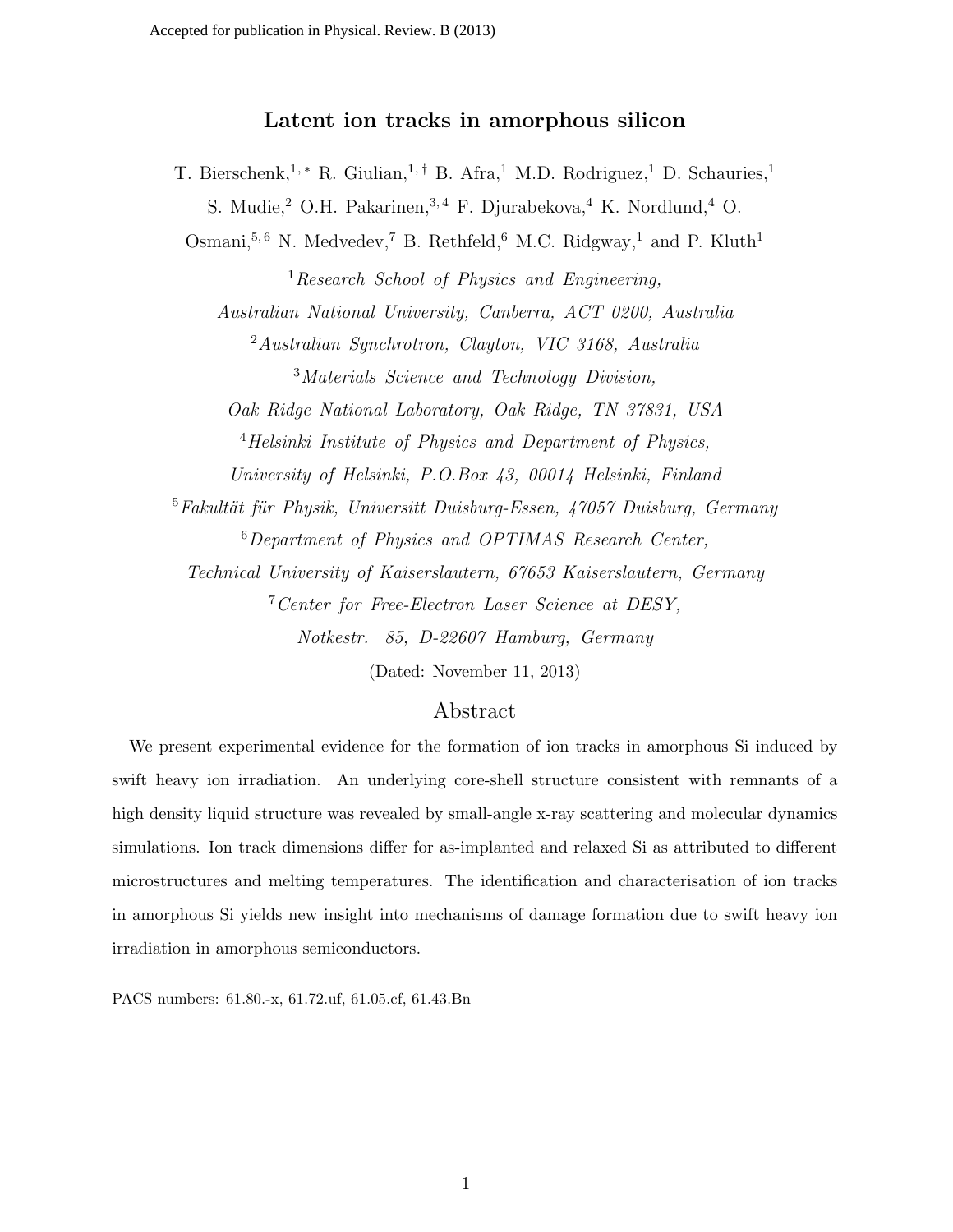Accepted for publication in Physical. Review. B (2013)

# Latent ion tracks in amorphous silicon

T. Bierschenk,[1,*] R. Giulian,[1,†] B. Afra,[1] M.D. Rodriguez,[1] D. Schauries,[1] S. Mudie,[2] O.H. Pakarinen,[3,4] F. Djurabekova,[4] K. Nordlund,[4] O. Osmani,[5,6] N. Medvedev,[7] B. Rethfeld,[6] M.C. Ridgway,[1] and P. Kluth[1]

[1] *Research School of Physics and Engineering, Australian National University, Canberra, ACT 0200, Australia*

[2] *Australian Synchrotron, Clayton, VIC 3168, Australia*

[3] *Materials Science and Technology Division, Oak Ridge National Laboratory, Oak Ridge, TN 37831, USA*

[4] *Helsinki Institute of Physics and Department of Physics, University of Helsinki, P.O.Box 43, 00014 Helsinki, Finland*

[5] *Fakultät für Physik, Universitt Duisburg-Essen, 47057 Duisburg, Germany*

[6] *Department of Physics and OPTIMAS Research Center, Technical University of Kaiserslautern, 67653 Kaiserslautern, Germany*

[7] *Center for Free-Electron Laser Science at DESY, Notkestr. 85, D-22607 Hamburg, Germany*

(Dated: November 11, 2013)

## Abstract

We present experimental evidence for the formation of ion tracks in amorphous Si induced by swift heavy ion irradiation. An underlying core-shell structure consistent with remnants of a high density liquid structure was revealed by small-angle x-ray scattering and molecular dynamics simulations. Ion track dimensions differ for as-implanted and relaxed Si as attributed to different microstructures and melting temperatures. The identification and characterisation of ion tracks in amorphous Si yields new insight into mechanisms of damage formation due to swift heavy ion irradiation in amorphous semiconductors.

PACS numbers: 61.80.-x, 61.72.uf, 61.05.cf, 61.43.Bn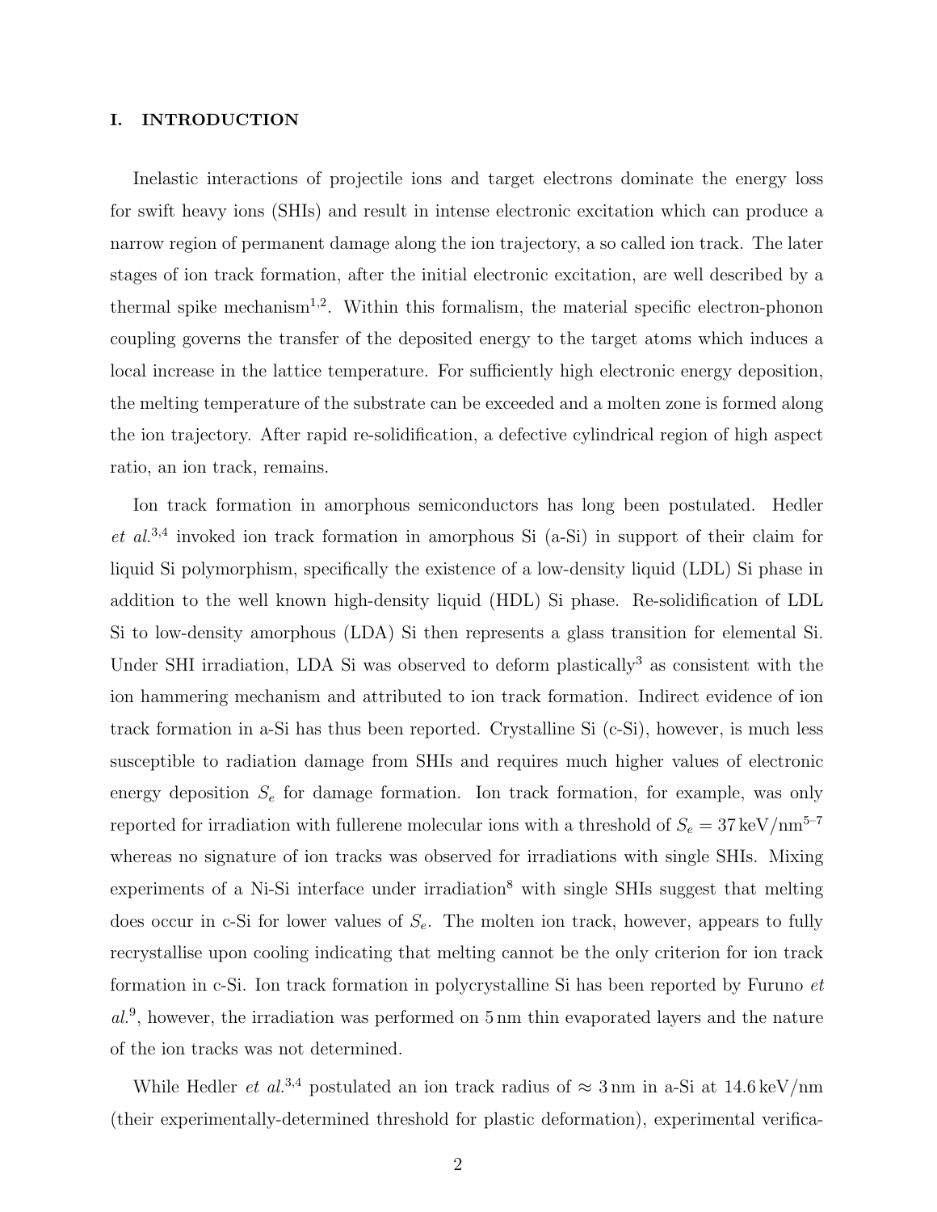## I. INTRODUCTION

Inelastic interactions of projectile ions and target electrons dominate the energy loss for swift heavy ions (SHIs) and result in intense electronic excitation which can produce a narrow region of permanent damage along the ion trajectory, a so called ion track. The later stages of ion track formation, after the initial electronic excitation, are well described by a thermal spike mechanism[1,2]. Within this formalism, the material specific electron-phonon coupling governs the transfer of the deposited energy to the target atoms which induces a local increase in the lattice temperature. For sufficiently high electronic energy deposition, the melting temperature of the substrate can be exceeded and a molten zone is formed along the ion trajectory. After rapid re-solidification, a defective cylindrical region of high aspect ratio, an ion track, remains.

Ion track formation in amorphous semiconductors has long been postulated. Hedler *et al.*[3,4] invoked ion track formation in amorphous Si (a-Si) in support of their claim for liquid Si polymorphism, specifically the existence of a low-density liquid (LDL) Si phase in addition to the well known high-density liquid (HDL) Si phase. Re-solidification of LDL Si to low-density amorphous (LDA) Si then represents a glass transition for elemental Si. Under SHI irradiation, LDA Si was observed to deform plastically[3] as consistent with the ion hammering mechanism and attributed to ion track formation. Indirect evidence of ion track formation in a-Si has thus been reported. Crystalline Si (c-Si), however, is much less susceptible to radiation damage from SHIs and requires much higher values of electronic energy deposition $S_e$ for damage formation. Ion track formation, for example, was only reported for irradiation with fullerene molecular ions with a threshold of $S_e = 37\,\text{keV/nm}$[5–7] whereas no signature of ion tracks was observed for irradiations with single SHIs. Mixing experiments of a Ni-Si interface under irradiation[8] with single SHIs suggest that melting does occur in c-Si for lower values of $S_e$. The molten ion track, however, appears to fully recrystallise upon cooling indicating that melting cannot be the only criterion for ion track formation in c-Si. Ion track formation in polycrystalline Si has been reported by Furuno *et al.*[9], however, the irradiation was performed on 5 nm thin evaporated layers and the nature of the ion tracks was not determined.

While Hedler *et al.*[3,4] postulated an ion track radius of $\approx 3\,\text{nm}$ in a-Si at $14.6\,\text{keV/nm}$ (their experimentally-determined threshold for plastic deformation), experimental verifica-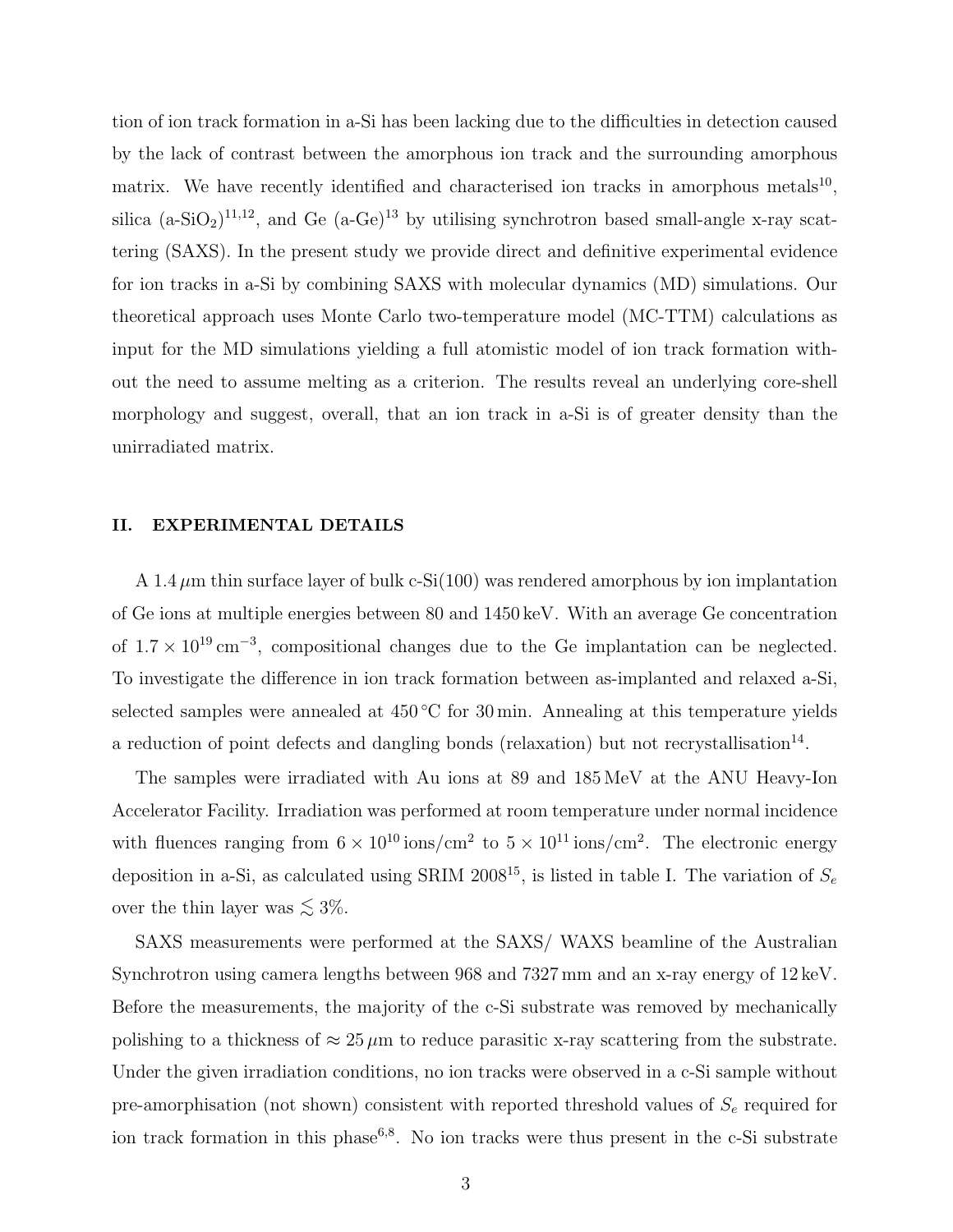tion of ion track formation in a-Si has been lacking due to the difficulties in detection caused by the lack of contrast between the amorphous ion track and the surrounding amorphous matrix. We have recently identified and characterised ion tracks in amorphous metals[10], silica (a-$SiO_2$)[11,12], and Ge (a-Ge)[13] by utilising synchrotron based small-angle x-ray scattering (SAXS). In the present study we provide direct and definitive experimental evidence for ion tracks in a-Si by combining SAXS with molecular dynamics (MD) simulations. Our theoretical approach uses Monte Carlo two-temperature model (MC-TTM) calculations as input for the MD simulations yielding a full atomistic model of ion track formation without the need to assume melting as a criterion. The results reveal an underlying core-shell morphology and suggest, overall, that an ion track in a-Si is of greater density than the unirradiated matrix.

## II. EXPERIMENTAL DETAILS

A 1.4 $\mu$m thin surface layer of bulk c-Si(100) was rendered amorphous by ion implantation of Ge ions at multiple energies between 80 and 1450 keV. With an average Ge concentration of $1.7 \times 10^{19}\,\mathrm{cm}^{-3}$, compositional changes due to the Ge implantation can be neglected. To investigate the difference in ion track formation between as-implanted and relaxed a-Si, selected samples were annealed at 450 °C for 30 min. Annealing at this temperature yields a reduction of point defects and dangling bonds (relaxation) but not recrystallisation[14].

The samples were irradiated with Au ions at 89 and 185 MeV at the ANU Heavy-Ion Accelerator Facility. Irradiation was performed at room temperature under normal incidence with fluences ranging from $6 \times 10^{10}$ ions/cm$^2$ to $5 \times 10^{11}$ ions/cm$^2$. The electronic energy deposition in a-Si, as calculated using SRIM 2008[15], is listed in table I. The variation of $S_e$ over the thin layer was $\lesssim 3\%$.

SAXS measurements were performed at the SAXS/ WAXS beamline of the Australian Synchrotron using camera lengths between 968 and 7327 mm and an x-ray energy of 12 keV. Before the measurements, the majority of the c-Si substrate was removed by mechanically polishing to a thickness of $\approx 25\,\mu$m to reduce parasitic x-ray scattering from the substrate. Under the given irradiation conditions, no ion tracks were observed in a c-Si sample without pre-amorphisation (not shown) consistent with reported threshold values of $S_e$ required for ion track formation in this phase[6,8]. No ion tracks were thus present in the c-Si substrate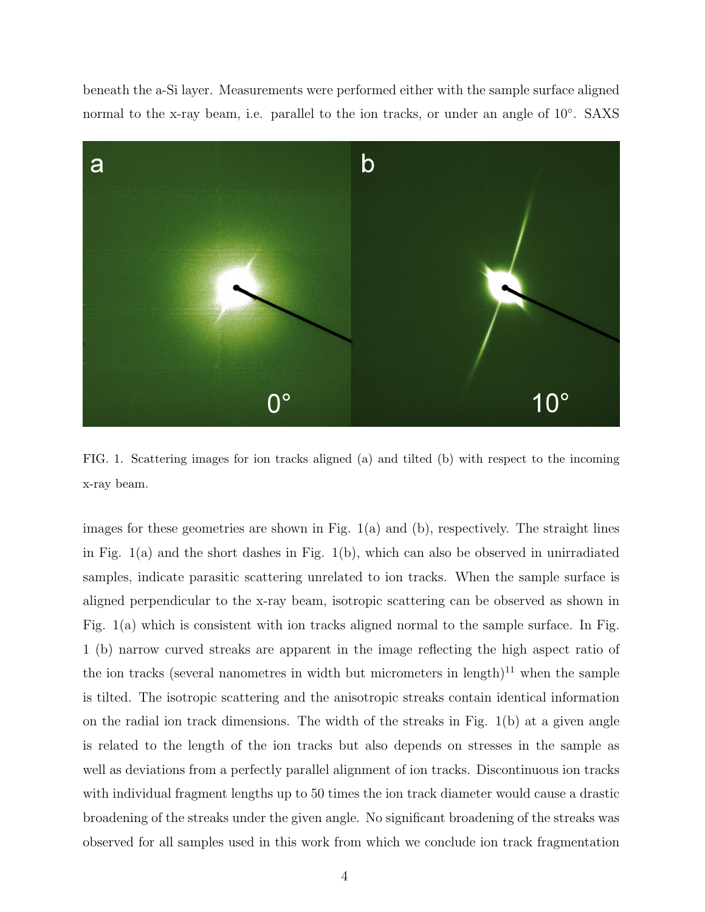beneath the a-Si layer. Measurements were performed either with the sample surface aligned normal to the x-ray beam, i.e. parallel to the ion tracks, or under an angle of 10°. SAXS

FIG. 1. Scattering images for ion tracks aligned (a) and tilted (b) with respect to the incoming x-ray beam.

images for these geometries are shown in Fig. 1(a) and (b), respectively. The straight lines in Fig. 1(a) and the short dashes in Fig. 1(b), which can also be observed in unirradiated samples, indicate parasitic scattering unrelated to ion tracks. When the sample surface is aligned perpendicular to the x-ray beam, isotropic scattering can be observed as shown in Fig. 1(a) which is consistent with ion tracks aligned normal to the sample surface. In Fig. 1 (b) narrow curved streaks are apparent in the image reflecting the high aspect ratio of the ion tracks (several nanometres in width but micrometers in length)[11] when the sample is tilted. The isotropic scattering and the anisotropic streaks contain identical information on the radial ion track dimensions. The width of the streaks in Fig. 1(b) at a given angle is related to the length of the ion tracks but also depends on stresses in the sample as well as deviations from a perfectly parallel alignment of ion tracks. Discontinuous ion tracks with individual fragment lengths up to 50 times the ion track diameter would cause a drastic broadening of the streaks under the given angle. No significant broadening of the streaks was observed for all samples used in this work from which we conclude ion track fragmentation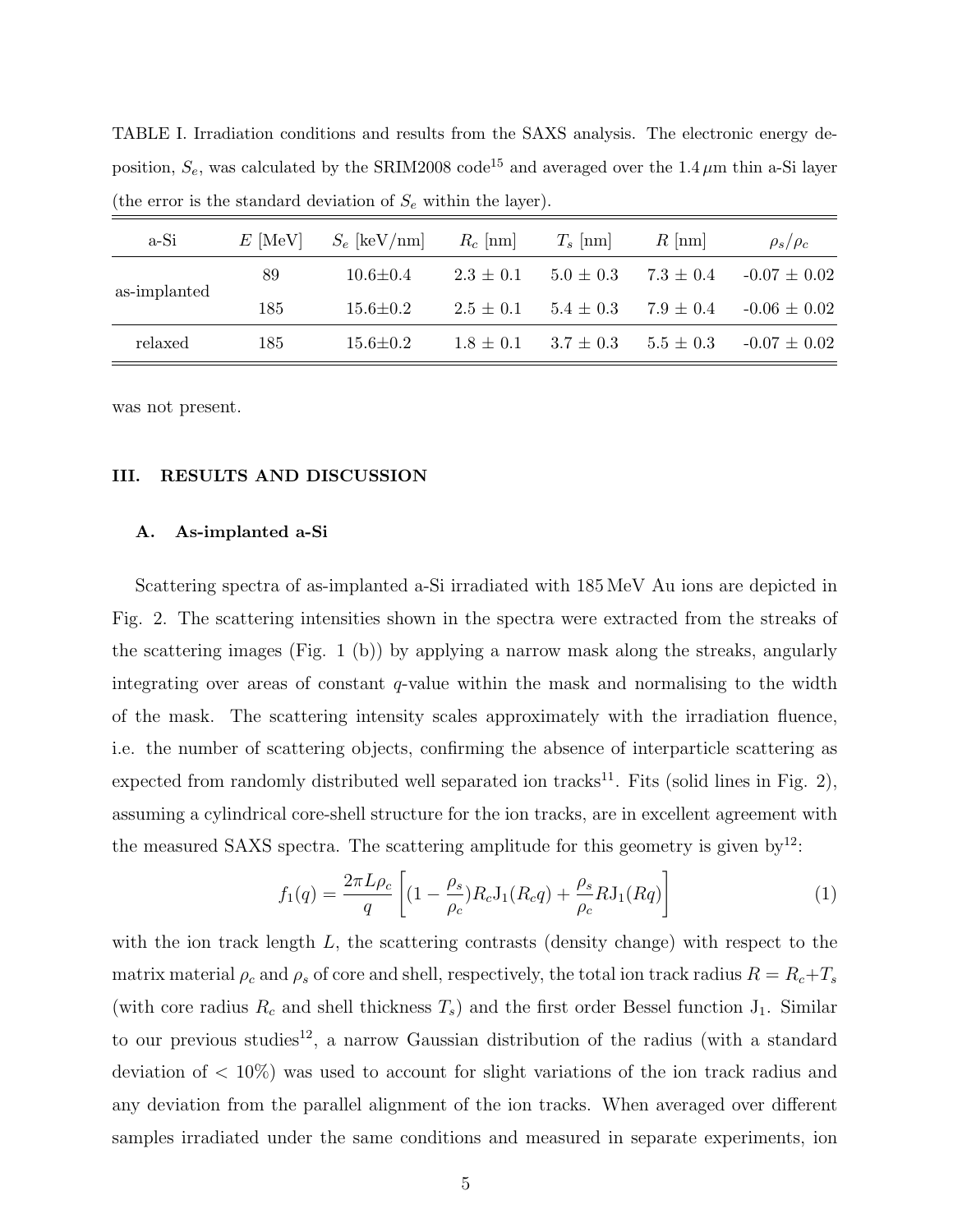TABLE I. Irradiation conditions and results from the SAXS analysis. The electronic energy deposition, $S_e$, was calculated by the SRIM2008 code[15] and averaged over the 1.4 $\mu$m thin a-Si layer (the error is the standard deviation of $S_e$ within the layer).

| a-Si | $E$ [MeV] | $S_e$ [keV/nm] | $R_c$ [nm] | $T_s$ [nm] | $R$ [nm] | $\rho_s/\rho_c$ |
|---|---|---|---|---|---|---|
| as-implanted | 89 | 10.6±0.4 | 2.3 ± 0.1 | 5.0 ± 0.3 | 7.3 ± 0.4 | -0.07 ± 0.02 |
| | 185 | 15.6±0.2 | 2.5 ± 0.1 | 5.4 ± 0.3 | 7.9 ± 0.4 | -0.06 ± 0.02 |
| relaxed | 185 | 15.6±0.2 | 1.8 ± 0.1 | 3.7 ± 0.3 | 5.5 ± 0.3 | -0.07 ± 0.02 |

was not present.

## III. RESULTS AND DISCUSSION

### A. As-implanted a-Si

Scattering spectra of as-implanted a-Si irradiated with 185 MeV Au ions are depicted in Fig. 2. The scattering intensities shown in the spectra were extracted from the streaks of the scattering images (Fig. 1 (b)) by applying a narrow mask along the streaks, angularly integrating over areas of constant $q$-value within the mask and normalising to the width of the mask. The scattering intensity scales approximately with the irradiation fluence, i.e. the number of scattering objects, confirming the absence of interparticle scattering as expected from randomly distributed well separated ion tracks[11]. Fits (solid lines in Fig. 2), assuming a cylindrical core-shell structure for the ion tracks, are in excellent agreement with the measured SAXS spectra. The scattering amplitude for this geometry is given by[12]:

$$f_1(q) = \frac{2\pi L\rho_c}{q}\left[(1-\frac{\rho_s}{\rho_c})R_c\mathrm{J}_1(R_cq) + \frac{\rho_s}{\rho_c}R\mathrm{J}_1(Rq)\right] \tag{1}$$

with the ion track length $L$, the scattering contrasts (density change) with respect to the matrix material $\rho_c$ and $\rho_s$ of core and shell, respectively, the total ion track radius $R = R_c + T_s$ (with core radius $R_c$ and shell thickness $T_s$) and the first order Bessel function $\mathrm{J}_1$. Similar to our previous studies[12], a narrow Gaussian distribution of the radius (with a standard deviation of < 10%) was used to account for slight variations of the ion track radius and any deviation from the parallel alignment of the ion tracks. When averaged over different samples irradiated under the same conditions and measured in separate experiments, ion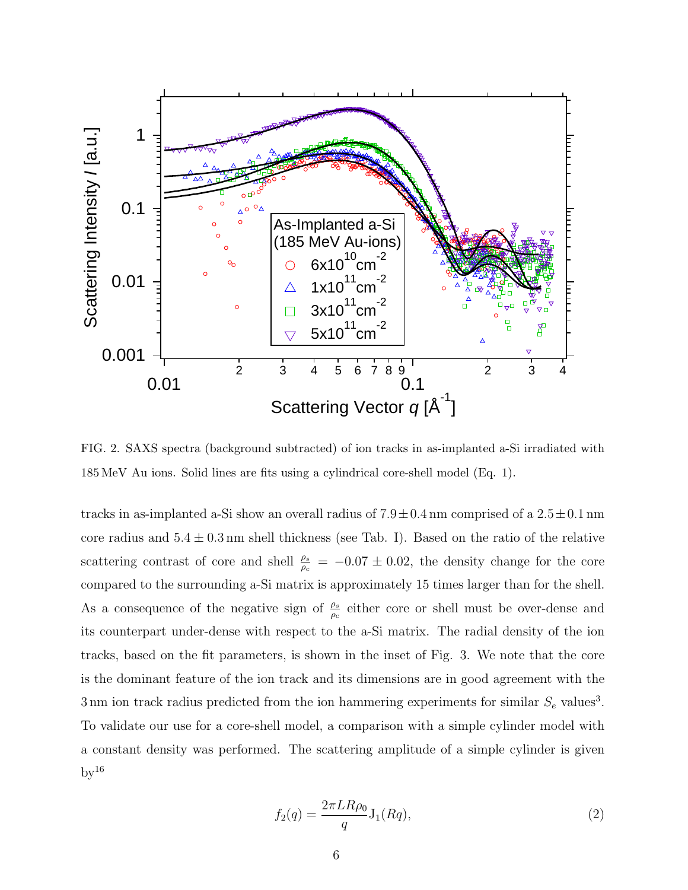FIG. 2. SAXS spectra (background subtracted) of ion tracks in as-implanted a-Si irradiated with 185 MeV Au ions. Solid lines are fits using a cylindrical core-shell model (Eq. 1).

tracks in as-implanted a-Si show an overall radius of $7.9 \pm 0.4$ nm comprised of a $2.5 \pm 0.1$ nm core radius and $5.4 \pm 0.3$ nm shell thickness (see Tab. I). Based on the ratio of the relative scattering contrast of core and shell $\frac{\rho_s}{\rho_c} = -0.07 \pm 0.02$, the density change for the core compared to the surrounding a-Si matrix is approximately 15 times larger than for the shell. As a consequence of the negative sign of $\frac{\rho_s}{\rho_c}$ either core or shell must be over-dense and its counterpart under-dense with respect to the a-Si matrix. The radial density of the ion tracks, based on the fit parameters, is shown in the inset of Fig. 3. We note that the core is the dominant feature of the ion track and its dimensions are in good agreement with the 3 nm ion track radius predicted from the ion hammering experiments for similar $S_e$ values[3]. To validate our use for a core-shell model, a comparison with a simple cylinder model with a constant density was performed. The scattering amplitude of a simple cylinder is given by[16]

$$f_2(q) = \frac{2\pi L R \rho_0}{q} \mathrm{J}_1(Rq), \tag{2}$$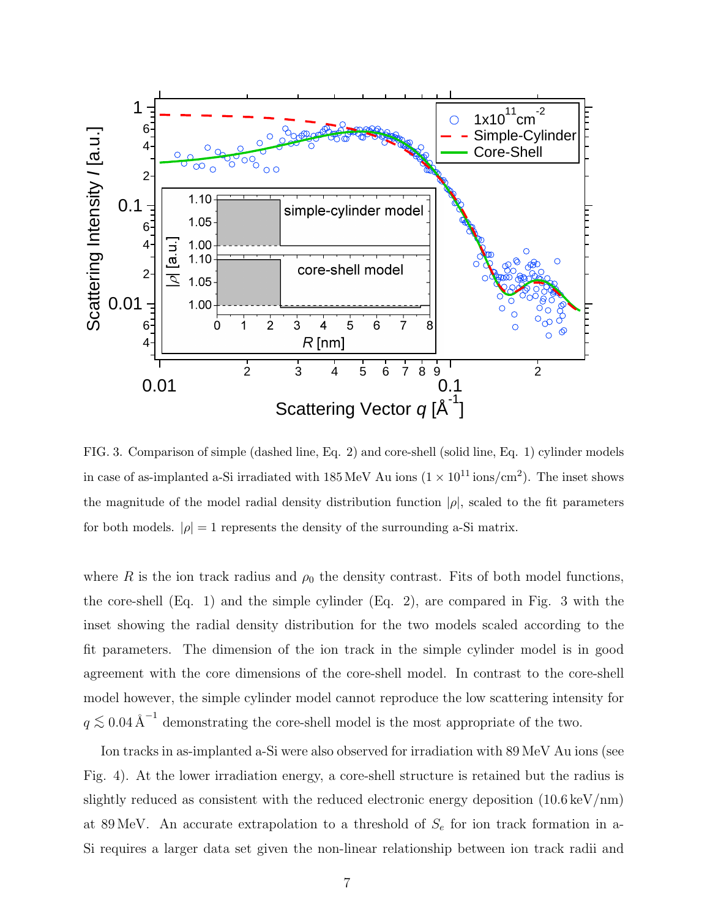FIG. 3. Comparison of simple (dashed line, Eq. 2) and core-shell (solid line, Eq. 1) cylinder models in case of as-implanted a-Si irradiated with 185 MeV Au ions ($1 \times 10^{11}$ ions/cm$^2$). The inset shows the magnitude of the model radial density distribution function $|\rho|$, scaled to the fit parameters for both models. $|\rho| = 1$ represents the density of the surrounding a-Si matrix.

where $R$ is the ion track radius and $\rho_0$ the density contrast. Fits of both model functions, the core-shell (Eq. 1) and the simple cylinder (Eq. 2), are compared in Fig. 3 with the inset showing the radial density distribution for the two models scaled according to the fit parameters. The dimension of the ion track in the simple cylinder model is in good agreement with the core dimensions of the core-shell model. In contrast to the core-shell model however, the simple cylinder model cannot reproduce the low scattering intensity for $q \lesssim 0.04\,\text{Å}^{-1}$ demonstrating the core-shell model is the most appropriate of the two.

Ion tracks in as-implanted a-Si were also observed for irradiation with 89 MeV Au ions (see Fig. 4). At the lower irradiation energy, a core-shell structure is retained but the radius is slightly reduced as consistent with the reduced electronic energy deposition (10.6 keV/nm) at 89 MeV. An accurate extrapolation to a threshold of $S_e$ for ion track formation in a-Si requires a larger data set given the non-linear relationship between ion track radii and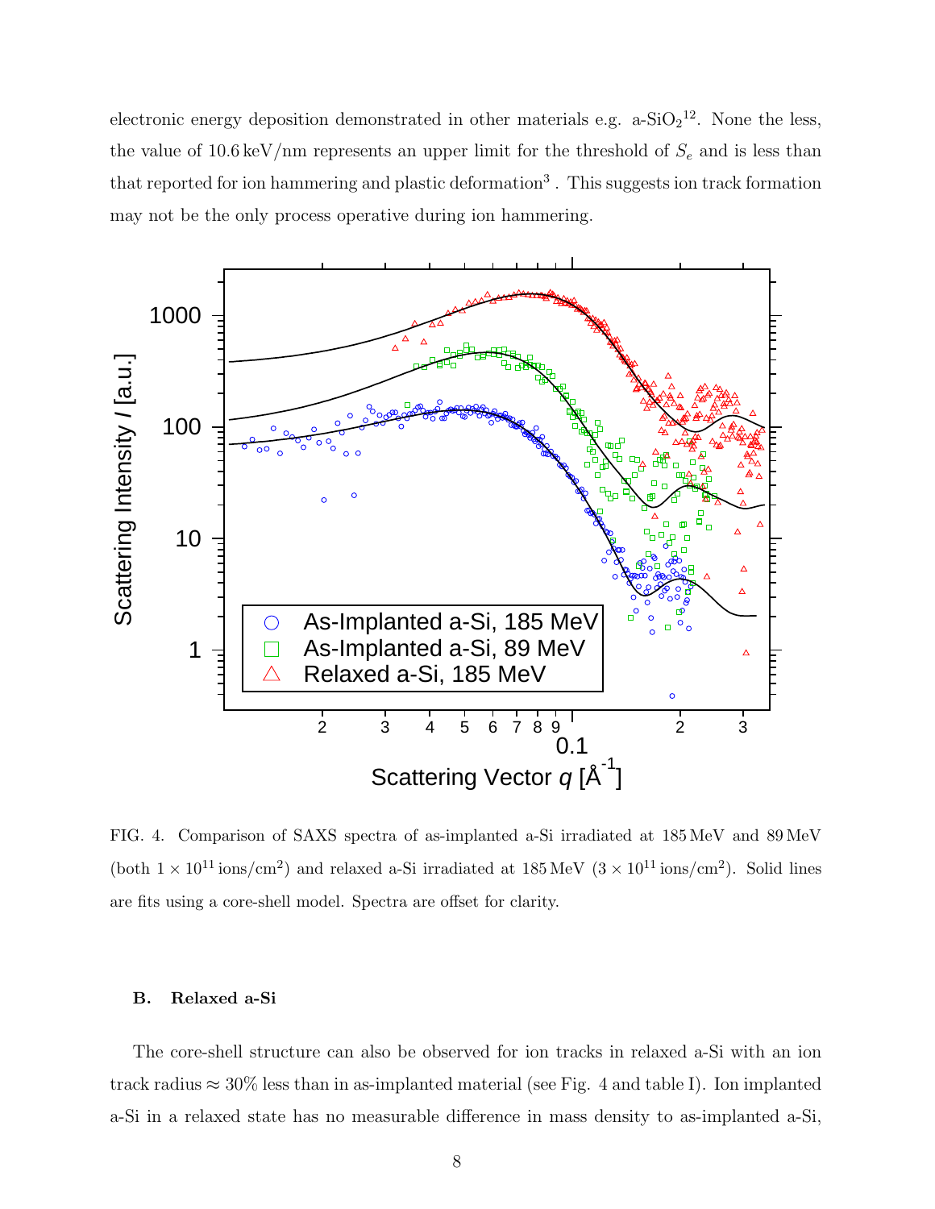electronic energy deposition demonstrated in other materials e.g. a-$SiO_2$[12]. None the less, the value of 10.6 keV/nm represents an upper limit for the threshold of $S_e$ and is less than that reported for ion hammering and plastic deformation[3] . This suggests ion track formation may not be the only process operative during ion hammering.

FIG. 4. Comparison of SAXS spectra of as-implanted a-Si irradiated at 185 MeV and 89 MeV (both $1 \times 10^{11}$ ions/cm$^2$) and relaxed a-Si irradiated at 185 MeV ($3 \times 10^{11}$ ions/cm$^2$). Solid lines are fits using a core-shell model. Spectra are offset for clarity.

### B. Relaxed a-Si

The core-shell structure can also be observed for ion tracks in relaxed a-Si with an ion track radius $\approx 30\%$ less than in as-implanted material (see Fig. 4 and table I). Ion implanted a-Si in a relaxed state has no measurable difference in mass density to as-implanted a-Si,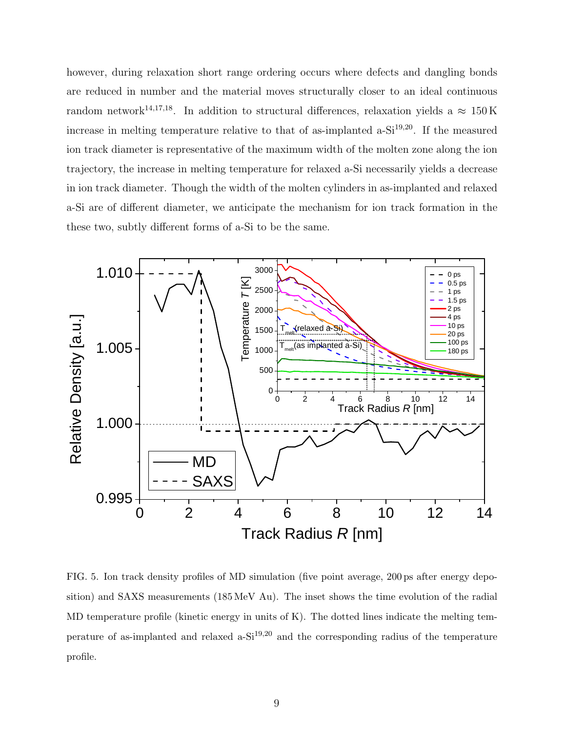however, during relaxation short range ordering occurs where defects and dangling bonds are reduced in number and the material moves structurally closer to an ideal continuous random network[14,17,18]. In addition to structural differences, relaxation yields a $\approx 150\,\mathrm{K}$ increase in melting temperature relative to that of as-implanted a-Si[19,20]. If the measured ion track diameter is representative of the maximum width of the molten zone along the ion trajectory, the increase in melting temperature for relaxed a-Si necessarily yields a decrease in ion track diameter. Though the width of the molten cylinders in as-implanted and relaxed a-Si are of different diameter, we anticipate the mechanism for ion track formation in the these two, subtly different forms of a-Si to be the same.

FIG. 5. Ion track density profiles of MD simulation (five point average, 200 ps after energy deposition) and SAXS measurements (185 MeV Au). The inset shows the time evolution of the radial MD temperature profile (kinetic energy in units of K). The dotted lines indicate the melting temperature of as-implanted and relaxed a-Si[19,20] and the corresponding radius of the temperature profile.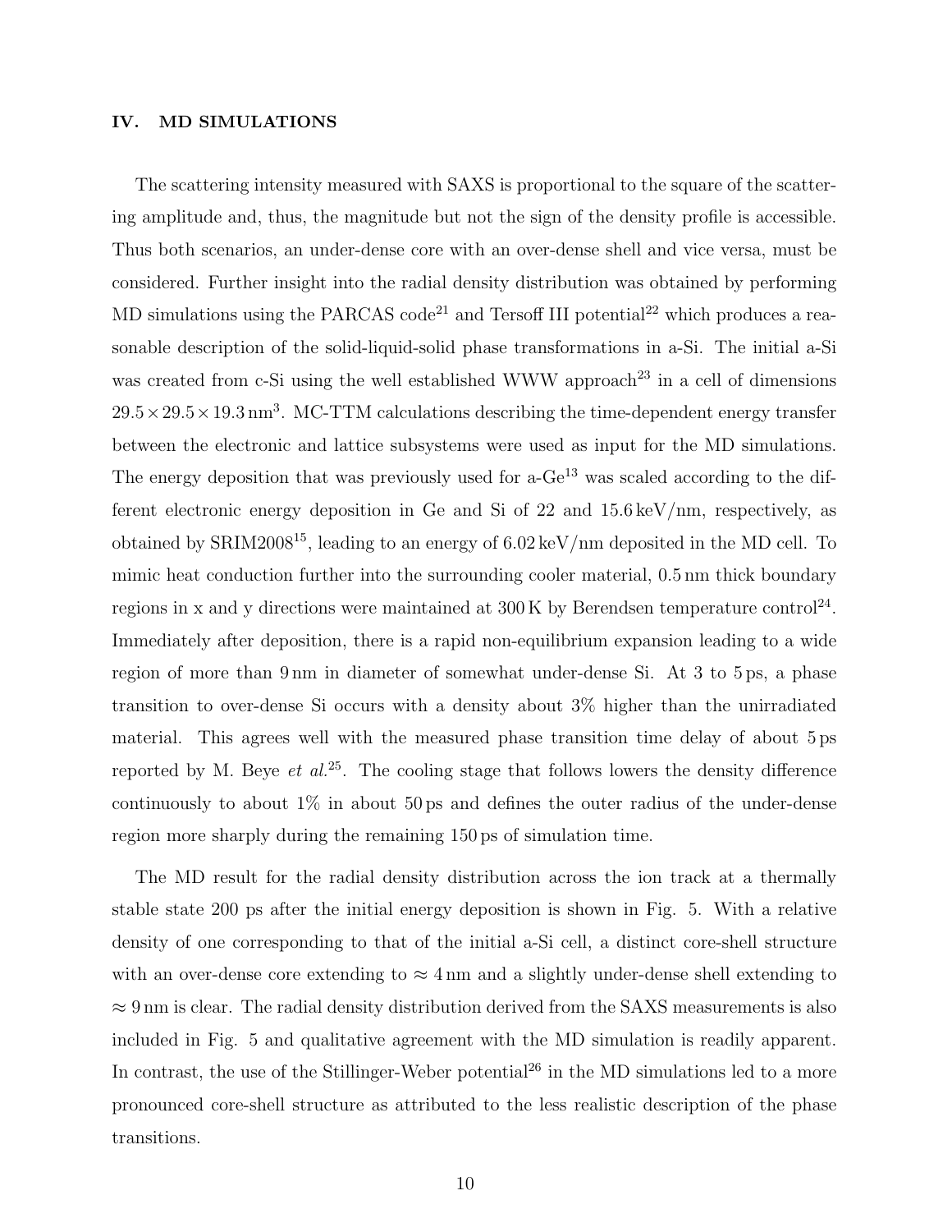## IV. MD SIMULATIONS

The scattering intensity measured with SAXS is proportional to the square of the scattering amplitude and, thus, the magnitude but not the sign of the density profile is accessible. Thus both scenarios, an under-dense core with an over-dense shell and vice versa, must be considered. Further insight into the radial density distribution was obtained by performing MD simulations using the PARCAS code[21] and Tersoff III potential[22] which produces a reasonable description of the solid-liquid-solid phase transformations in a-Si. The initial a-Si was created from c-Si using the well established WWW approach[23] in a cell of dimensions $29.5 \times 29.5 \times 19.3\,\mathrm{nm}^3$. MC-TTM calculations describing the time-dependent energy transfer between the electronic and lattice subsystems were used as input for the MD simulations. The energy deposition that was previously used for a-Ge[13] was scaled according to the different electronic energy deposition in Ge and Si of 22 and 15.6 keV/nm, respectively, as obtained by SRIM2008[15], leading to an energy of 6.02 keV/nm deposited in the MD cell. To mimic heat conduction further into the surrounding cooler material, 0.5 nm thick boundary regions in x and y directions were maintained at 300 K by Berendsen temperature control[24]. Immediately after deposition, there is a rapid non-equilibrium expansion leading to a wide region of more than 9 nm in diameter of somewhat under-dense Si. At 3 to 5 ps, a phase transition to over-dense Si occurs with a density about 3% higher than the unirradiated material. This agrees well with the measured phase transition time delay of about 5 ps reported by M. Beye *et al.*[25]. The cooling stage that follows lowers the density difference continuously to about 1% in about 50 ps and defines the outer radius of the under-dense region more sharply during the remaining 150 ps of simulation time.

The MD result for the radial density distribution across the ion track at a thermally stable state 200 ps after the initial energy deposition is shown in Fig. 5. With a relative density of one corresponding to that of the initial a-Si cell, a distinct core-shell structure with an over-dense core extending to $\approx 4\,\mathrm{nm}$ and a slightly under-dense shell extending to $\approx 9\,\mathrm{nm}$ is clear. The radial density distribution derived from the SAXS measurements is also included in Fig. 5 and qualitative agreement with the MD simulation is readily apparent. In contrast, the use of the Stillinger-Weber potential[26] in the MD simulations led to a more pronounced core-shell structure as attributed to the less realistic description of the phase transitions.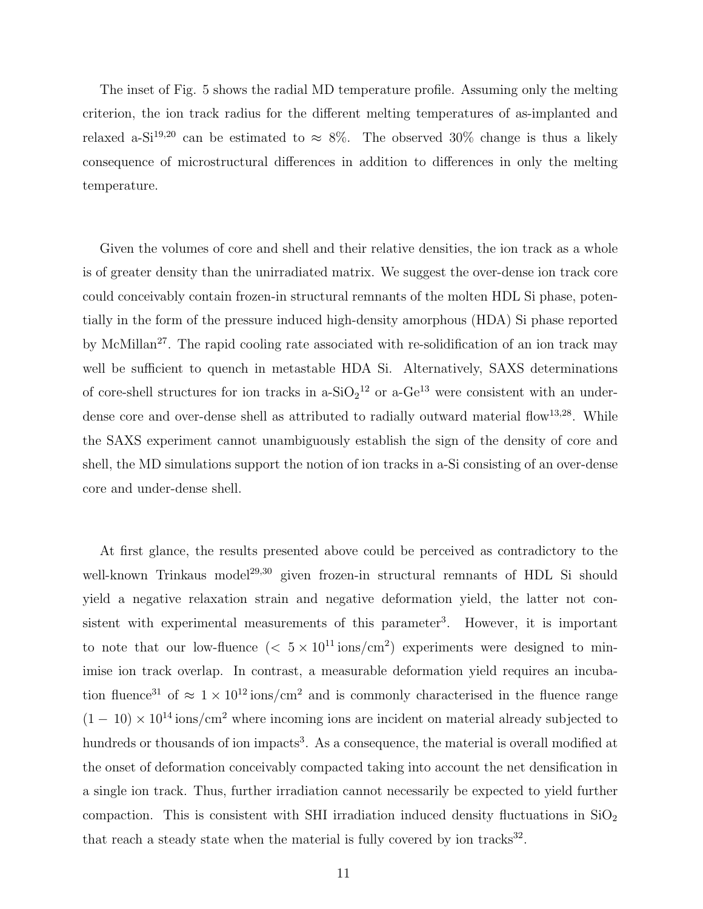The inset of Fig. 5 shows the radial MD temperature profile. Assuming only the melting criterion, the ion track radius for the different melting temperatures of as-implanted and relaxed a-Si[19,20] can be estimated to $\approx 8\%$. The observed 30% change is thus a likely consequence of microstructural differences in addition to differences in only the melting temperature.

Given the volumes of core and shell and their relative densities, the ion track as a whole is of greater density than the unirradiated matrix. We suggest the over-dense ion track core could conceivably contain frozen-in structural remnants of the molten HDL Si phase, potentially in the form of the pressure induced high-density amorphous (HDA) Si phase reported by McMillan[27]. The rapid cooling rate associated with re-solidification of an ion track may well be sufficient to quench in metastable HDA Si. Alternatively, SAXS determinations of core-shell structures for ion tracks in a-$SiO_2$[12] or a-Ge[13] were consistent with an under-dense core and over-dense shell as attributed to radially outward material flow[13,28]. While the SAXS experiment cannot unambiguously establish the sign of the density of core and shell, the MD simulations support the notion of ion tracks in a-Si consisting of an over-dense core and under-dense shell.

At first glance, the results presented above could be perceived as contradictory to the well-known Trinkaus model[29,30] given frozen-in structural remnants of HDL Si should yield a negative relaxation strain and negative deformation yield, the latter not consistent with experimental measurements of this parameter[3]. However, it is important to note that our low-fluence ($< 5 \times 10^{11}\,\mathrm{ions/cm^2}$) experiments were designed to minimise ion track overlap. In contrast, a measurable deformation yield requires an incubation fluence[31] of $\approx 1 \times 10^{12}\,\mathrm{ions/cm^2}$ and is commonly characterised in the fluence range $(1 - 10) \times 10^{14}\,\mathrm{ions/cm^2}$ where incoming ions are incident on material already subjected to hundreds or thousands of ion impacts[3]. As a consequence, the material is overall modified at the onset of deformation conceivably compacted taking into account the net densification in a single ion track. Thus, further irradiation cannot necessarily be expected to yield further compaction. This is consistent with SHI irradiation induced density fluctuations in $SiO_2$ that reach a steady state when the material is fully covered by ion tracks[32].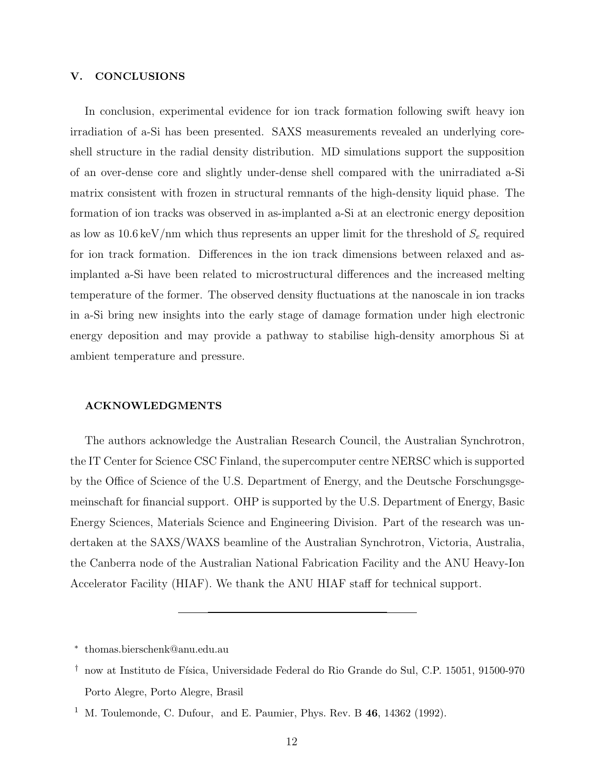## V. CONCLUSIONS

In conclusion, experimental evidence for ion track formation following swift heavy ion irradiation of a-Si has been presented. SAXS measurements revealed an underlying core-shell structure in the radial density distribution. MD simulations support the supposition of an over-dense core and slightly under-dense shell compared with the unirradiated a-Si matrix consistent with frozen in structural remnants of the high-density liquid phase. The formation of ion tracks was observed in as-implanted a-Si at an electronic energy deposition as low as 10.6 keV/nm which thus represents an upper limit for the threshold of $S_e$ required for ion track formation. Differences in the ion track dimensions between relaxed and as-implanted a-Si have been related to microstructural differences and the increased melting temperature of the former. The observed density fluctuations at the nanoscale in ion tracks in a-Si bring new insights into the early stage of damage formation under high electronic energy deposition and may provide a pathway to stabilise high-density amorphous Si at ambient temperature and pressure.

## ACKNOWLEDGMENTS

The authors acknowledge the Australian Research Council, the Australian Synchrotron, the IT Center for Science CSC Finland, the supercomputer centre NERSC which is supported by the Office of Science of the U.S. Department of Energy, and the Deutsche Forschungsgemeinschaft for financial support. OHP is supported by the U.S. Department of Energy, Basic Energy Sciences, Materials Science and Engineering Division. Part of the research was undertaken at the SAXS/WAXS beamline of the Australian Synchrotron, Victoria, Australia, the Canberra node of the Australian National Fabrication Facility and the ANU Heavy-Ion Accelerator Facility (HIAF). We thank the ANU HIAF staff for technical support.

---

[*] thomas.bierschenk@anu.edu.au

[†] now at Instituto de Física, Universidade Federal do Rio Grande do Sul, C.P. 15051, 91500-970 Porto Alegre, Porto Alegre, Brasil

[1] M. Toulemonde, C. Dufour, and E. Paumier, Phys. Rev. B **46**, 14362 (1992).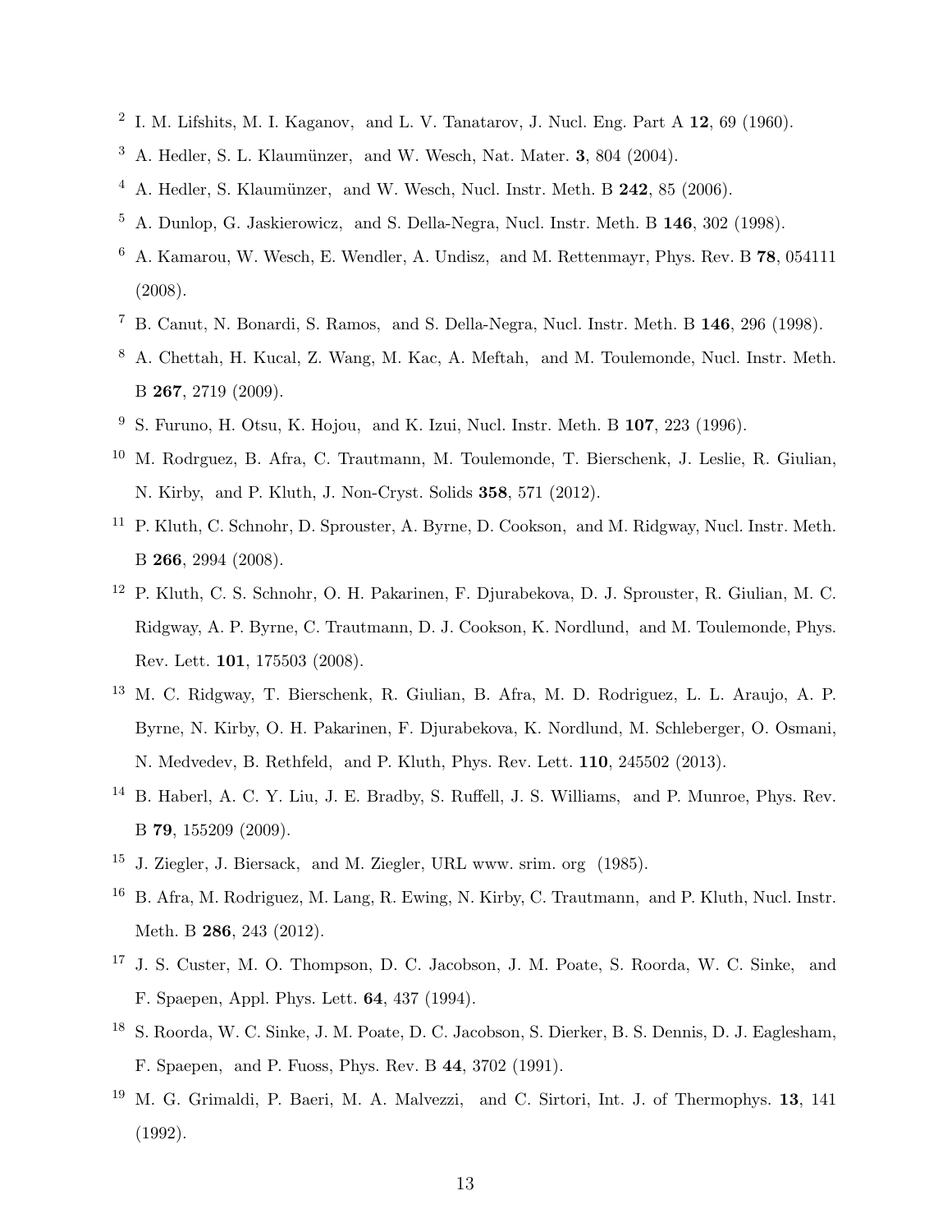[2] I. M. Lifshits, M. I. Kaganov, and L. V. Tanatarov, J. Nucl. Eng. Part A **12**, 69 (1960).

[3] A. Hedler, S. L. Klaumünzer, and W. Wesch, Nat. Mater. **3**, 804 (2004).

[4] A. Hedler, S. Klaumünzer, and W. Wesch, Nucl. Instr. Meth. B **242**, 85 (2006).

[5] A. Dunlop, G. Jaskierowicz, and S. Della-Negra, Nucl. Instr. Meth. B **146**, 302 (1998).

[6] A. Kamarou, W. Wesch, E. Wendler, A. Undisz, and M. Rettenmayr, Phys. Rev. B **78**, 054111 (2008).

[7] B. Canut, N. Bonardi, S. Ramos, and S. Della-Negra, Nucl. Instr. Meth. B **146**, 296 (1998).

[8] A. Chettah, H. Kucal, Z. Wang, M. Kac, A. Meftah, and M. Toulemonde, Nucl. Instr. Meth. B **267**, 2719 (2009).

[9] S. Furuno, H. Otsu, K. Hojou, and K. Izui, Nucl. Instr. Meth. B **107**, 223 (1996).

[10] M. Rodrguez, B. Afra, C. Trautmann, M. Toulemonde, T. Bierschenk, J. Leslie, R. Giulian, N. Kirby, and P. Kluth, J. Non-Cryst. Solids **358**, 571 (2012).

[11] P. Kluth, C. Schnohr, D. Sprouster, A. Byrne, D. Cookson, and M. Ridgway, Nucl. Instr. Meth. B **266**, 2994 (2008).

[12] P. Kluth, C. S. Schnohr, O. H. Pakarinen, F. Djurabekova, D. J. Sprouster, R. Giulian, M. C. Ridgway, A. P. Byrne, C. Trautmann, D. J. Cookson, K. Nordlund, and M. Toulemonde, Phys. Rev. Lett. **101**, 175503 (2008).

[13] M. C. Ridgway, T. Bierschenk, R. Giulian, B. Afra, M. D. Rodriguez, L. L. Araujo, A. P. Byrne, N. Kirby, O. H. Pakarinen, F. Djurabekova, K. Nordlund, M. Schleberger, O. Osmani, N. Medvedev, B. Rethfeld, and P. Kluth, Phys. Rev. Lett. **110**, 245502 (2013).

[14] B. Haberl, A. C. Y. Liu, J. E. Bradby, S. Ruffell, J. S. Williams, and P. Munroe, Phys. Rev. B **79**, 155209 (2009).

[15] J. Ziegler, J. Biersack, and M. Ziegler, URL www. srim. org (1985).

[16] B. Afra, M. Rodriguez, M. Lang, R. Ewing, N. Kirby, C. Trautmann, and P. Kluth, Nucl. Instr. Meth. B **286**, 243 (2012).

[17] J. S. Custer, M. O. Thompson, D. C. Jacobson, J. M. Poate, S. Roorda, W. C. Sinke, and F. Spaepen, Appl. Phys. Lett. **64**, 437 (1994).

[18] S. Roorda, W. C. Sinke, J. M. Poate, D. C. Jacobson, S. Dierker, B. S. Dennis, D. J. Eaglesham, F. Spaepen, and P. Fuoss, Phys. Rev. B **44**, 3702 (1991).

[19] M. G. Grimaldi, P. Baeri, M. A. Malvezzi, and C. Sirtori, Int. J. of Thermophys. **13**, 141 (1992).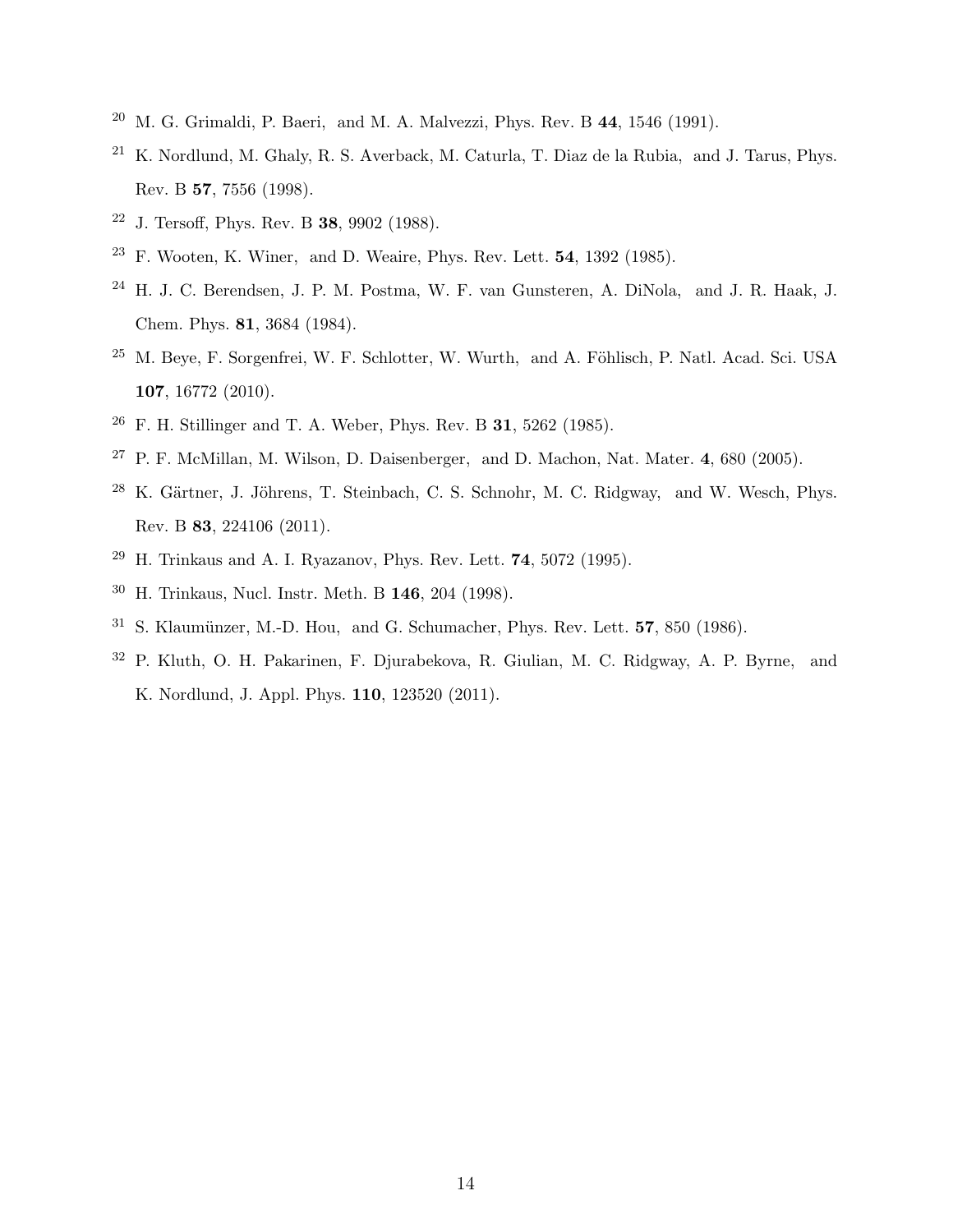[20] M. G. Grimaldi, P. Baeri, and M. A. Malvezzi, Phys. Rev. B **44**, 1546 (1991).

[21] K. Nordlund, M. Ghaly, R. S. Averback, M. Caturla, T. Diaz de la Rubia, and J. Tarus, Phys. Rev. B **57**, 7556 (1998).

[22] J. Tersoff, Phys. Rev. B **38**, 9902 (1988).

[23] F. Wooten, K. Winer, and D. Weaire, Phys. Rev. Lett. **54**, 1392 (1985).

[24] H. J. C. Berendsen, J. P. M. Postma, W. F. van Gunsteren, A. DiNola, and J. R. Haak, J. Chem. Phys. **81**, 3684 (1984).

[25] M. Beye, F. Sorgenfrei, W. F. Schlotter, W. Wurth, and A. Föhlisch, P. Natl. Acad. Sci. USA **107**, 16772 (2010).

[26] F. H. Stillinger and T. A. Weber, Phys. Rev. B **31**, 5262 (1985).

[27] P. F. McMillan, M. Wilson, D. Daisenberger, and D. Machon, Nat. Mater. **4**, 680 (2005).

[28] K. Gärtner, J. Jöhrens, T. Steinbach, C. S. Schnohr, M. C. Ridgway, and W. Wesch, Phys. Rev. B **83**, 224106 (2011).

[29] H. Trinkaus and A. I. Ryazanov, Phys. Rev. Lett. **74**, 5072 (1995).

[30] H. Trinkaus, Nucl. Instr. Meth. B **146**, 204 (1998).

[31] S. Klaumünzer, M.-D. Hou, and G. Schumacher, Phys. Rev. Lett. **57**, 850 (1986).

[32] P. Kluth, O. H. Pakarinen, F. Djurabekova, R. Giulian, M. C. Ridgway, A. P. Byrne, and K. Nordlund, J. Appl. Phys. **110**, 123520 (2011).